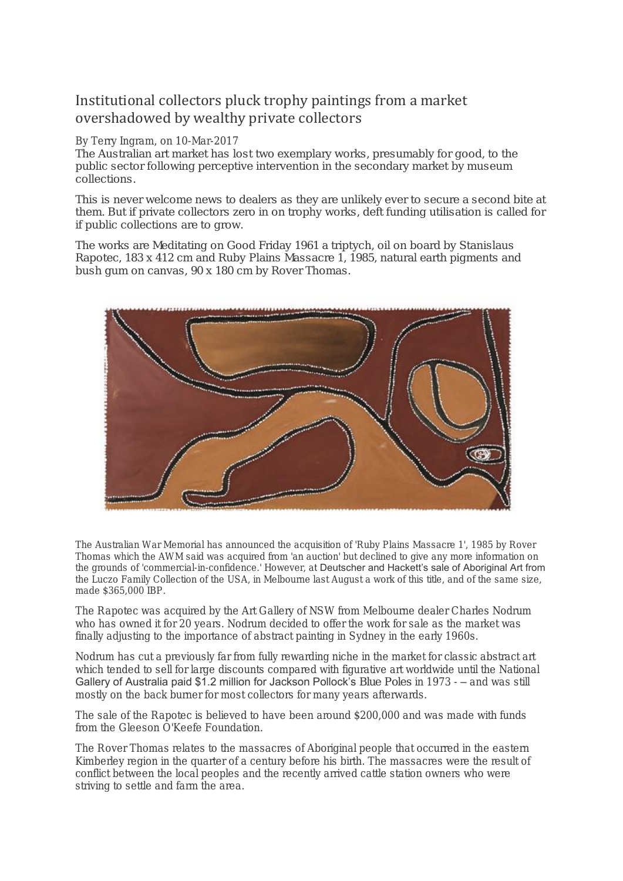# Institutional collectors pluck trophy paintings from a market overshadowed by wealthy private collectors

By Terry Ingram, on 10-Mar-2017

The Australian art market has lost two exemplary works, presumably for good, to the public sector following perceptive intervention in the secondary market by museum collections.

This is never welcome news to dealers as they are unlikely ever to secure a second bite at them. But if private collectors zero in on trophy works, deft funding utilisation is called for if public collections are to grow.

The works are Meditating on Good Friday 1961 a triptych, oil on board by Stanislaus Rapotec, 183 x 412 cm and Ruby Plains Massacre 1, 1985, natural earth pigments and bush gum on canvas, 90 x 180 cm by Rover Thomas.

The Australian War Memorial has announced the acquisition of 'Ruby Plains Massacre 1', 1985 by Rover Thomas which the AWM said was acquired from 'an auction' but declined to give any more information on the grounds of 'commercial-in-confidence.' However, at Deutscher and Hackett's sale of Aboriginal Art from the Luczo Family Collection of the USA, in Melbourne last August a work of this title, and of the same size, made $365,000 IBP.

The Rapotec was acquired by the Art Gallery of NSW from Melbourne dealer Charles Nodrum who has owned it for 20 years. Nodrum decided to offer the work for sale as the market was finally adjusting to the importance of abstract painting in Sydney in the early 1960s.

Nodrum has cut a previously far from fully rewarding niche in the market for classic abstract art which tended to sell for large discounts compared with figurative art worldwide until the National Gallery of Australia paid $1.2 million for Jackson Pollock's Blue Poles in 1973 - – and was still mostly on the back burner for most collectors for many years afterwards.

The sale of the Rapotec is believed to have been around $200,000 and was made with funds from the Gleeson O'Keefe Foundation.

The Rover Thomas relates to the massacres of Aboriginal people that occurred in the eastern Kimberley region in the quarter of a century before his birth. The massacres were the result of conflict between the local peoples and the recently arrived cattle station owners who were striving to settle and farm the area.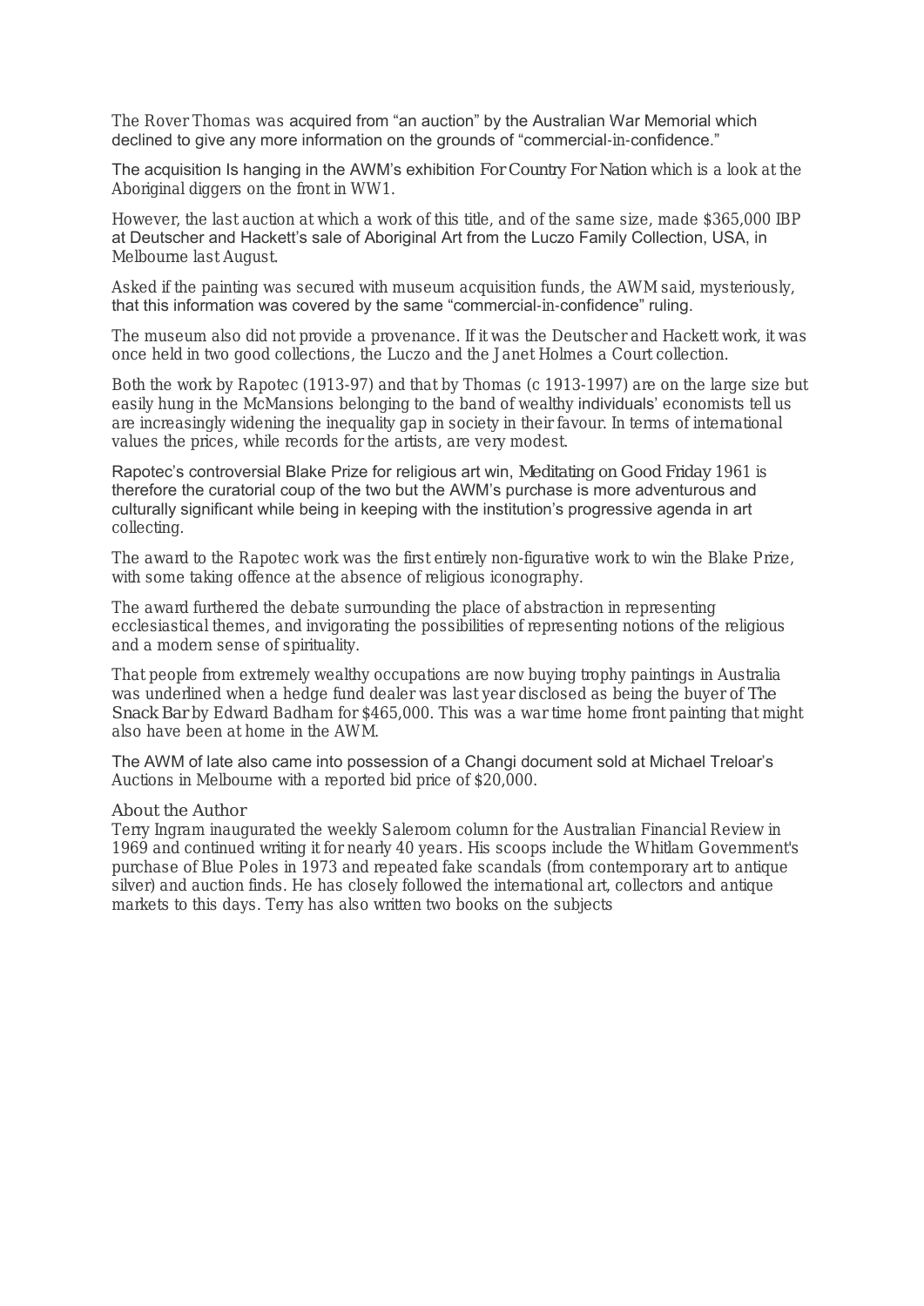The Rover Thomas was acquired from "an auction" by the Australian War Memorial which declined to give any more information on the grounds of "commercial-in-confidence."

The acquisition Is hanging in the AWM's exhibition *For Country For Nation* which is a look at the Aboriginal diggers on the front in WW1.

However, the last auction at which a work of this title, and of the same size, made $365,000 IBP at Deutscher and Hackett's sale of Aboriginal Art from the Luczo Family Collection, USA, in Melbourne last August.

Asked if the painting was secured with museum acquisition funds, the AWM said, mysteriously, that this information was covered by the same "commercial-in-confidence" ruling.

The museum also did not provide a provenance. If it was the Deutscher and Hackett work, it was once held in two good collections, the Luczo and the Janet Holmes a Court collection.

Both the work by Rapotec (1913-97) and that by Thomas (c 1913-1997) are on the large size but easily hung in the McMansions belonging to the band of wealthy individuals' economists tell us are increasingly widening the inequality gap in society in their favour. In terms of international values the prices, while records for the artists, are very modest.

Rapotec's controversial Blake Prize for religious art win, *Meditating on Good Friday* 1961 is therefore the curatorial coup of the two but the AWM's purchase is more adventurous and culturally significant while being in keeping with the institution's progressive agenda in art collecting.

The award to the Rapotec work was the first entirely non-figurative work to win the Blake Prize, with some taking offence at the absence of religious iconography.

The award furthered the debate surrounding the place of abstraction in representing ecclesiastical themes, and invigorating the possibilities of representing notions of the religious and a modern sense of spirituality.

That people from extremely wealthy occupations are now buying trophy paintings in Australia was underlined when a hedge fund dealer was last year disclosed as being the buyer of *The Snack Bar* by Edward Badham for $465,000. This was a war time home front painting that might also have been at home in the AWM.

The AWM of late also came into possession of a Changi document sold at Michael Treloar's Auctions in Melbourne with a reported bid price of $20,000.

## About the Author

Terry Ingram inaugurated the weekly Saleroom column for the Australian Financial Review in 1969 and continued writing it for nearly 40 years. His scoops include the Whitlam Government's purchase of Blue Poles in 1973 and repeated fake scandals (from contemporary art to antique silver) and auction finds. He has closely followed the international art, collectors and antique markets to this days. Terry has also written two books on the subjects